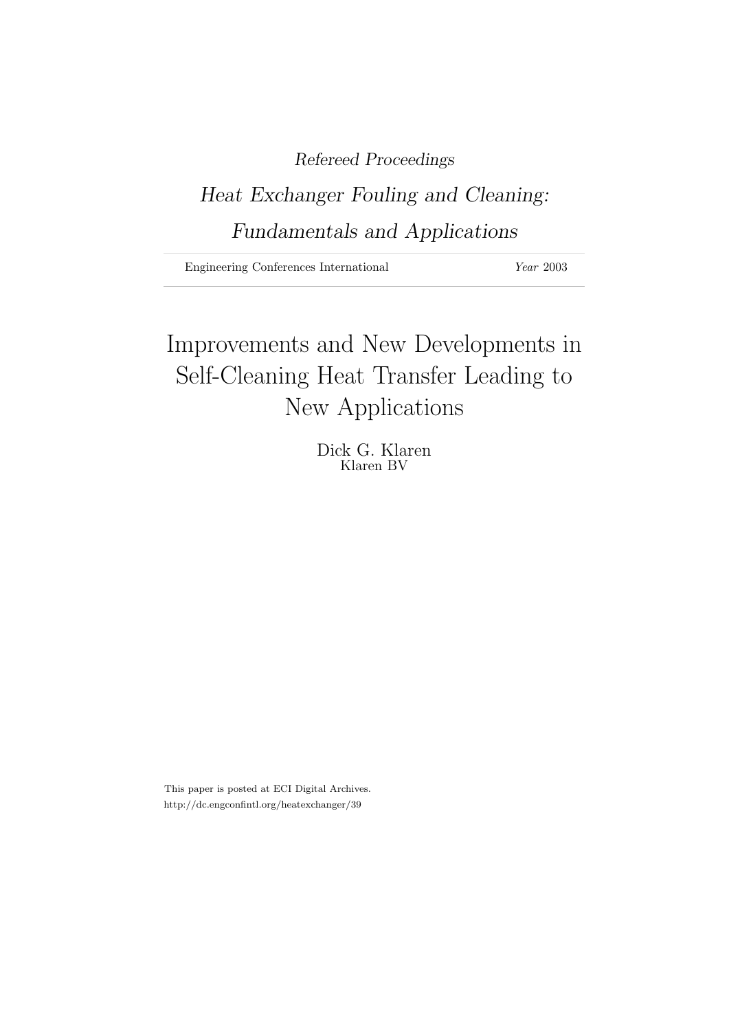*Refereed Proceedings*

*Heat Exchanger Fouling and Cleaning: Fundamentals and Applications*

Engineering Conferences International — *Year* 2003

# Improvements and New Developments in Self-Cleaning Heat Transfer Leading to New Applications

Dick G. Klaren
Klaren BV

This paper is posted at ECI Digital Archives.
http://dc.engconfintl.org/heatexchanger/39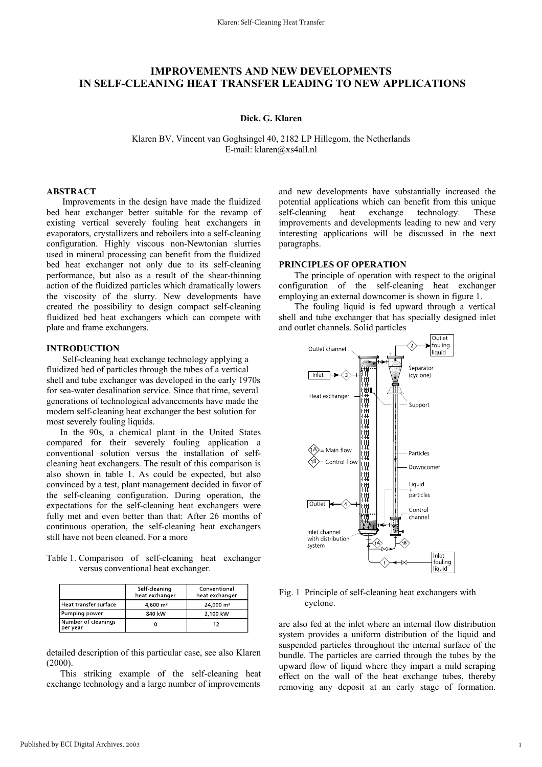# IMPROVEMENTS AND NEW DEVELOPMENTS IN SELF-CLEANING HEAT TRANSFER LEADING TO NEW APPLICATIONS

**Dick. G. Klaren**

Klaren BV, Vincent van Goghsingel 40, 2182 LP Hillegom, the Netherlands
E-mail: klaren@xs4all.nl

## ABSTRACT

Improvements in the design have made the fluidized bed heat exchanger better suitable for the revamp of existing vertical severely fouling heat exchangers in evaporators, crystallizers and reboilers into a self-cleaning configuration. Highly viscous non-Newtonian slurries used in mineral processing can benefit from the fluidized bed heat exchanger not only due to its self-cleaning performance, but also as a result of the shear-thinning action of the fluidized particles which dramatically lowers the viscosity of the slurry. New developments have created the possibility to design compact self-cleaning fluidized bed heat exchangers which can compete with plate and frame exchangers.

## INTRODUCTION

Self-cleaning heat exchange technology applying a fluidized bed of particles through the tubes of a vertical shell and tube exchanger was developed in the early 1970s for sea-water desalination service. Since that time, several generations of technological advancements have made the modern self-cleaning heat exchanger the best solution for most severely fouling liquids.

In the 90s, a chemical plant in the United States compared for their severely fouling application a conventional solution versus the installation of self-cleaning heat exchangers. The result of this comparison is also shown in table 1. As could be expected, but also convinced by a test, plant management decided in favor of the self-cleaning configuration. During operation, the expectations for the self-cleaning heat exchangers were fully met and even better than that: After 26 months of continuous operation, the self-cleaning heat exchangers still have not been cleaned. For a more detailed description of this particular case, see also Klaren (2000).

Table 1. Comparison of self-cleaning heat exchanger versus conventional heat exchanger.

| | Self-cleaning heat exchanger | Conventional heat exchanger |
|---|---|---|
| Heat transfer surface | 4,600 m² | 24,000 m² |
| Pumping power | 840 kW | 2,100 kW |
| Number of cleanings per year | 0 | 12 |

This striking example of the self-cleaning heat exchange technology and a large number of improvements and new developments have substantially increased the potential applications which can benefit from this unique self-cleaning heat exchange technology. These improvements and developments leading to new and very interesting applications will be discussed in the next paragraphs.

## PRINCIPLES OF OPERATION

The principle of operation with respect to the original configuration of the self-cleaning heat exchanger employing an external downcomer is shown in figure 1.

The fouling liquid is fed upward through a vertical shell and tube exchanger that has specially designed inlet and outlet channels. Solid particles are also fed at the inlet where an internal flow distribution system provides a uniform distribution of the liquid and suspended particles throughout the internal surface of the bundle. The particles are carried through the tubes by the upward flow of liquid where they impart a mild scraping effect on the wall of the heat exchange tubes, thereby removing any deposit at an early stage of formation.

Fig. 1 Principle of self-cleaning heat exchangers with cyclone.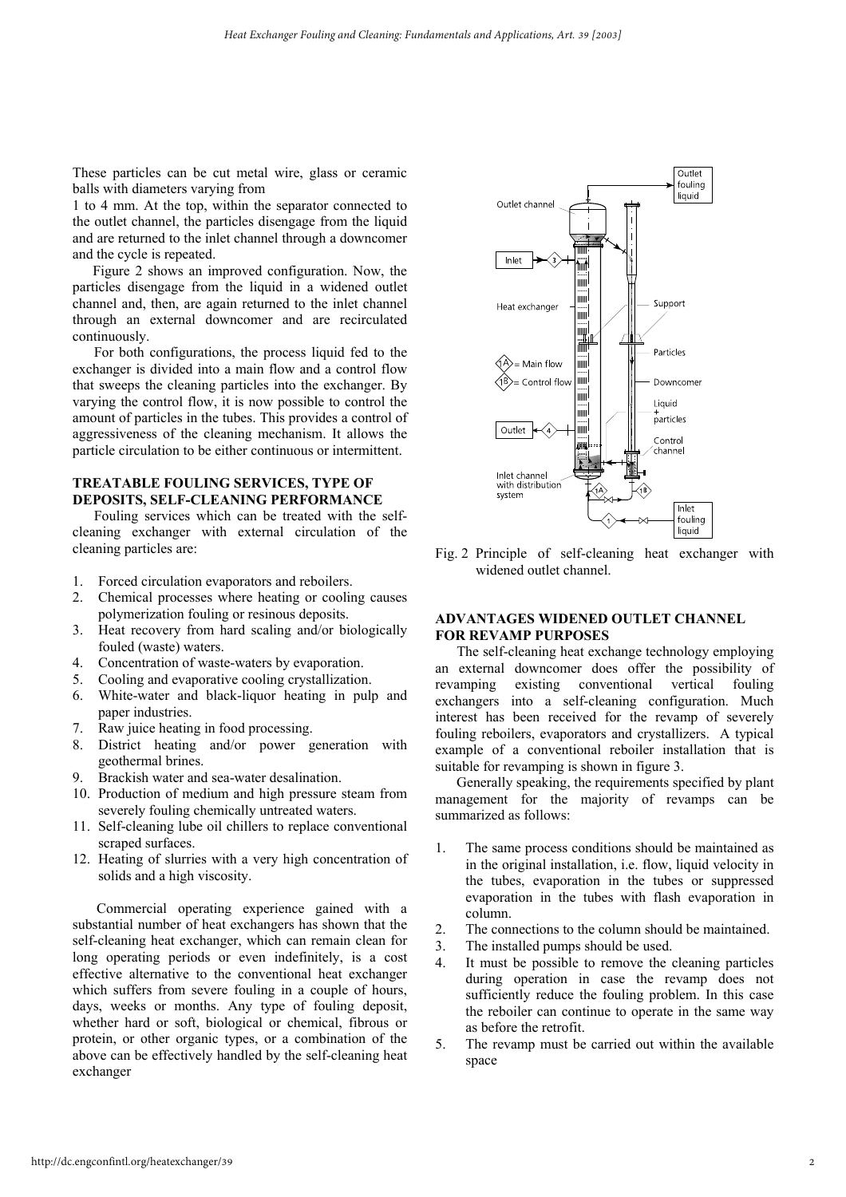These particles can be cut metal wire, glass or ceramic balls with diameters varying from

1 to 4 mm. At the top, within the separator connected to the outlet channel, the particles disengage from the liquid and are returned to the inlet channel through a downcomer and the cycle is repeated.

Figure 2 shows an improved configuration. Now, the particles disengage from the liquid in a widened outlet channel and, then, are again returned to the inlet channel through an external downcomer and are recirculated continuously.

For both configurations, the process liquid fed to the exchanger is divided into a main flow and a control flow that sweeps the cleaning particles into the exchanger. By varying the control flow, it is now possible to control the amount of particles in the tubes. This provides a control of aggressiveness of the cleaning mechanism. It allows the particle circulation to be either continuous or intermittent.

## TREATABLE FOULING SERVICES, TYPE OF DEPOSITS, SELF-CLEANING PERFORMANCE

Fouling services which can be treated with the self-cleaning exchanger with external circulation of the cleaning particles are:

1. Forced circulation evaporators and reboilers.
2. Chemical processes where heating or cooling causes polymerization fouling or resinous deposits.
3. Heat recovery from hard scaling and/or biologically fouled (waste) waters.
4. Concentration of waste-waters by evaporation.
5. Cooling and evaporative cooling crystallization.
6. White-water and black-liquor heating in pulp and paper industries.
7. Raw juice heating in food processing.
8. District heating and/or power generation with geothermal brines.
9. Brackish water and sea-water desalination.
10. Production of medium and high pressure steam from severely fouling chemically untreated waters.
11. Self-cleaning lube oil chillers to replace conventional scraped surfaces.
12. Heating of slurries with a very high concentration of solids and a high viscosity.

Commercial operating experience gained with a substantial number of heat exchangers has shown that the self-cleaning heat exchanger, which can remain clean for long operating periods or even indefinitely, is a cost effective alternative to the conventional heat exchanger which suffers from severe fouling in a couple of hours, days, weeks or months. Any type of fouling deposit, whether hard or soft, biological or chemical, fibrous or protein, or other organic types, or a combination of the above can be effectively handled by the self-cleaning heat exchanger

Fig. 2 Principle of self-cleaning heat exchanger with widened outlet channel.

## ADVANTAGES WIDENED OUTLET CHANNEL FOR REVAMP PURPOSES

The self-cleaning heat exchange technology employing an external downcomer does offer the possibility of revamping existing conventional vertical fouling exchangers into a self-cleaning configuration. Much interest has been received for the revamp of severely fouling reboilers, evaporators and crystallizers. A typical example of a conventional reboiler installation that is suitable for revamping is shown in figure 3.

Generally speaking, the requirements specified by plant management for the majority of revamps can be summarized as follows:

1. The same process conditions should be maintained as in the original installation, i.e. flow, liquid velocity in the tubes, evaporation in the tubes or suppressed evaporation in the tubes with flash evaporation in column.
2. The connections to the column should be maintained.
3. The installed pumps should be used.
4. It must be possible to remove the cleaning particles during operation in case the revamp does not sufficiently reduce the fouling problem. In this case the reboiler can continue to operate in the same way as before the retrofit.
5. The revamp must be carried out within the available space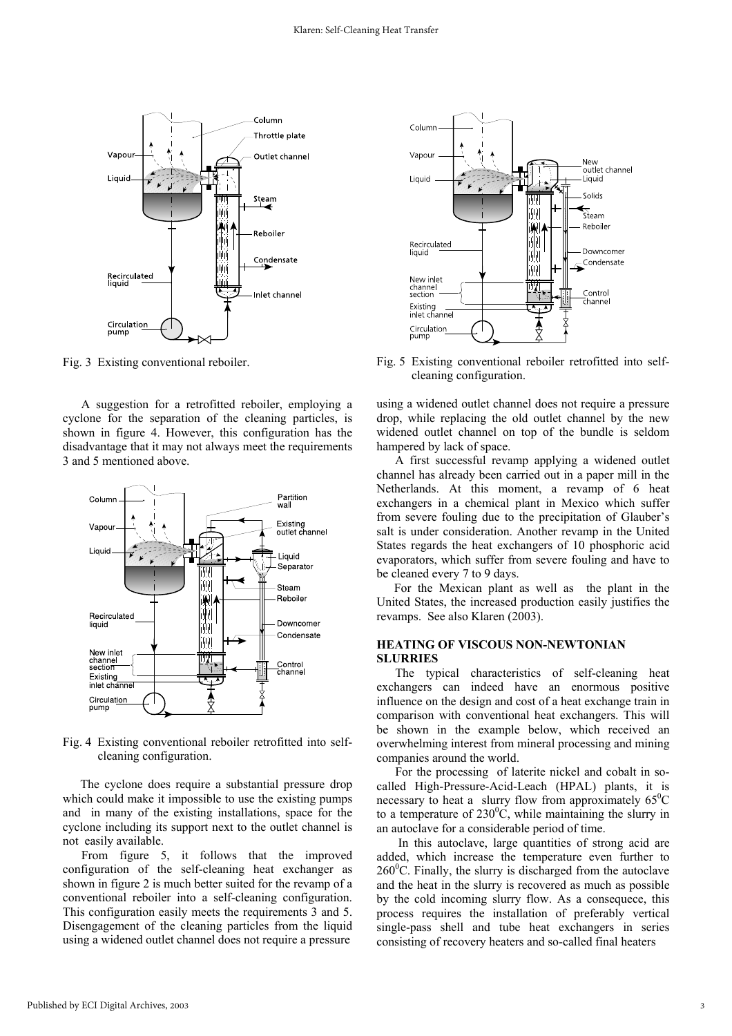Fig. 3 Existing conventional reboiler.

A suggestion for a retrofitted reboiler, employing a cyclone for the separation of the cleaning particles, is shown in figure 4. However, this configuration has the disadvantage that it may not always meet the requirements 3 and 5 mentioned above.

Fig. 4 Existing conventional reboiler retrofitted into self-cleaning configuration.

The cyclone does require a substantial pressure drop which could make it impossible to use the existing pumps and in many of the existing installations, space for the cyclone including its support next to the outlet channel is not easily available.

From figure 5, it follows that the improved configuration of the self-cleaning heat exchanger as shown in figure 2 is much better suited for the revamp of a conventional reboiler into a self-cleaning configuration. This configuration easily meets the requirements 3 and 5. Disengagement of the cleaning particles from the liquid using a widened outlet channel does not require a pressure drop, while replacing the old outlet channel by the new widened outlet channel on top of the bundle is seldom hampered by lack of space.

Fig. 5 Existing conventional reboiler retrofitted into self-cleaning configuration.

A first successful revamp applying a widened outlet channel has already been carried out in a paper mill in the Netherlands. At this moment, a revamp of 6 heat exchangers in a chemical plant in Mexico which suffer from severe fouling due to the precipitation of Glauber's salt is under consideration. Another revamp in the United States regards the heat exchangers of 10 phosphoric acid evaporators, which suffer from severe fouling and have to be cleaned every 7 to 9 days.

For the Mexican plant as well as the plant in the United States, the increased production easily justifies the revamps. See also Klaren (2003).

## HEATING OF VISCOUS NON-NEWTONIAN SLURRIES

The typical characteristics of self-cleaning heat exchangers can indeed have an enormous positive influence on the design and cost of a heat exchange train in comparison with conventional heat exchangers. This will be shown in the example below, which received an overwhelming interest from mineral processing and mining companies around the world.

For the processing of laterite nickel and cobalt in so-called High-Pressure-Acid-Leach (HPAL) plants, it is necessary to heat a slurry flow from approximately $65^0$C to a temperature of $230^0$C, while maintaining the slurry in an autoclave for a considerable period of time.

In this autoclave, large quantities of strong acid are added, which increase the temperature even further to $260^0$C. Finally, the slurry is discharged from the autoclave and the heat in the slurry is recovered as much as possible by the cold incoming slurry flow. As a consequece, this process requires the installation of preferably vertical single-pass shell and tube heat exchangers in series consisting of recovery heaters and so-called final heaters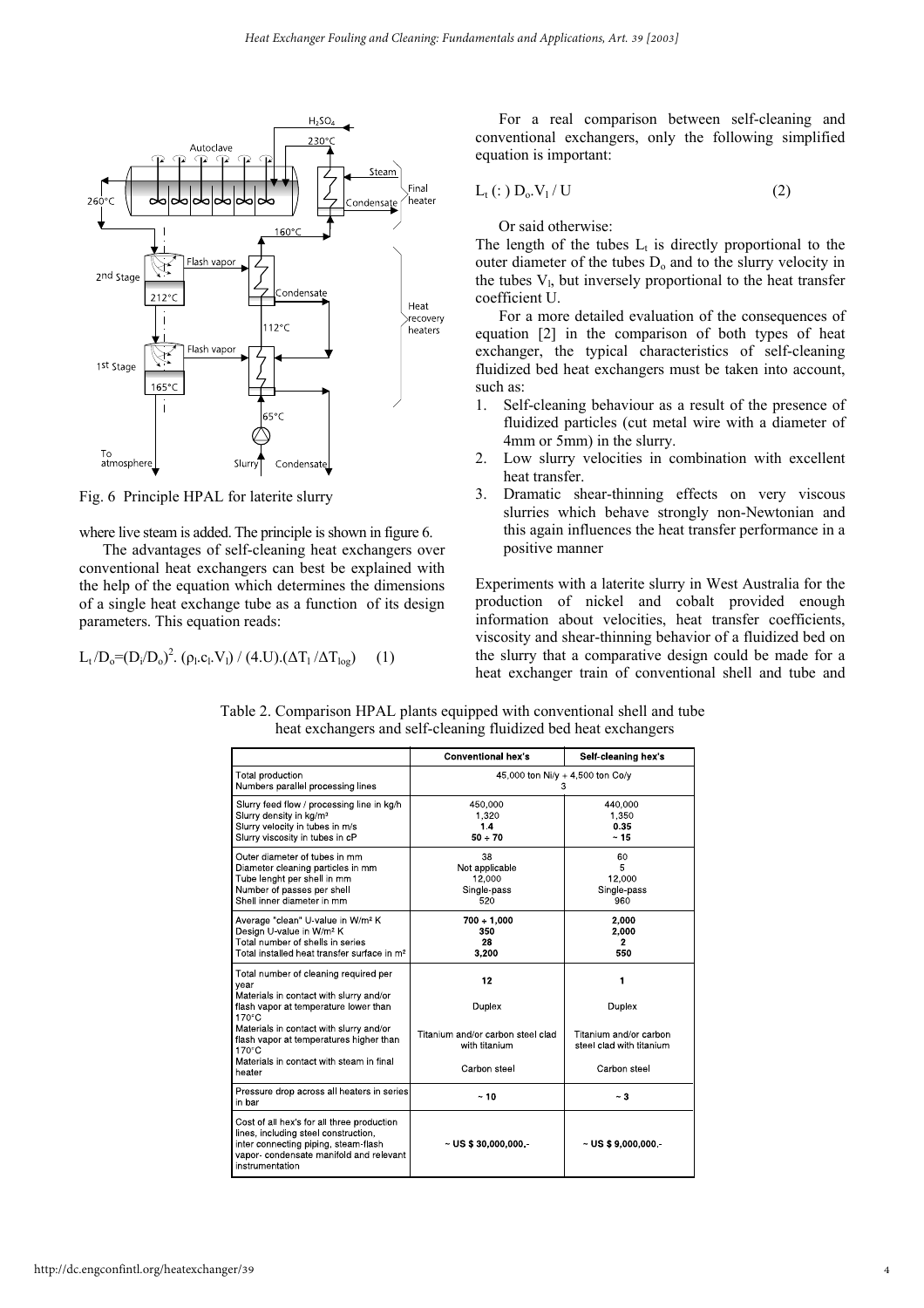Fig. 6 Principle HPAL for laterite slurry

where live steam is added. The principle is shown in figure 6.

The advantages of self-cleaning heat exchangers over conventional heat exchangers can best be explained with the help of the equation which determines the dimensions of a single heat exchange tube as a function of its design parameters. This equation reads:

$$L_t / D_o = (D_i/D_o)^2 . (\rho_l . c_l . V_l) / (4.U).(\Delta T_l / \Delta T_{log}) \quad (1)$$

For a real comparison between self-cleaning and conventional exchangers, only the following simplified equation is important:

$$L_t \ (:) \ D_o . V_l / U \quad (2)$$

Or said otherwise:

The length of the tubes $L_t$ is directly proportional to the outer diameter of the tubes $D_o$ and to the slurry velocity in the tubes $V_l$, but inversely proportional to the heat transfer coefficient U.

For a more detailed evaluation of the consequences of equation [2] in the comparison of both types of heat exchanger, the typical characteristics of self-cleaning fluidized bed heat exchangers must be taken into account, such as:

1. Self-cleaning behaviour as a result of the presence of fluidized particles (cut metal wire with a diameter of 4mm or 5mm) in the slurry.
2. Low slurry velocities in combination with excellent heat transfer.
3. Dramatic shear-thinning effects on very viscous slurries which behave strongly non-Newtonian and this again influences the heat transfer performance in a positive manner

Experiments with a laterite slurry in West Australia for the production of nickel and cobalt provided enough information about velocities, heat transfer coefficients, viscosity and shear-thinning behavior of a fluidized bed on the slurry that a comparative design could be made for a heat exchanger train of conventional shell and tube and

Table 2. Comparison HPAL plants equipped with conventional shell and tube heat exchangers and self-cleaning fluidized bed heat exchangers

| | Conventional hex's | Self-cleaning hex's |
|---|---|---|
| Total production | 45,000 ton Ni/y + 4,500 ton Co/y | |
| Numbers parallel processing lines | 3 | |
| Slurry feed flow / processing line in kg/h | 450,000 | 440,000 |
| Slurry density in kg/m³ | 1,320 | 1,350 |
| Slurry velocity in tubes in m/s | **1.4** | **0.35** |
| Slurry viscosity in tubes in cP | **50 ÷ 70** | **~ 15** |
| Outer diameter of tubes in mm | 38 | 60 |
| Diameter cleaning particles in mm | Not applicable | 5 |
| Tube lenght per shell in mm | 12,000 | 12,000 |
| Number of passes per shell | Single-pass | Single-pass |
| Shell inner diameter in mm | 520 | 960 |
| Average "clean" U-value in W/m² K | **700 ÷ 1,000** | **2,000** |
| Design U-value in W/m² K | **350** | **2,000** |
| Total number of shells in series | **28** | **2** |
| Total installed heat transfer surface in m² | **3,200** | **550** |
| Total number of cleaning required per year | **12** | **1** |
| Materials in contact with slurry and/or flash vapor at temperature lower than 170°C | Duplex | Duplex |
| Materials in contact with slurry and/or flash vapor at temperatures higher than 170°C | Titanium and/or carbon steel clad with titanium | Titanium and/or carbon steel clad with titanium |
| Materials in contact with steam in final heater | Carbon steel | Carbon steel |
| Pressure drop across all heaters in series in bar | **~ 10** | **~ 3** |
| Cost of all hex's for all three production lines, including steel construction, inter connecting piping, steam-flash vapor- condensate manifold and relevant instrumentation | **~ US $ 30,000,000.-** | **~ US $ 9,000,000.-** |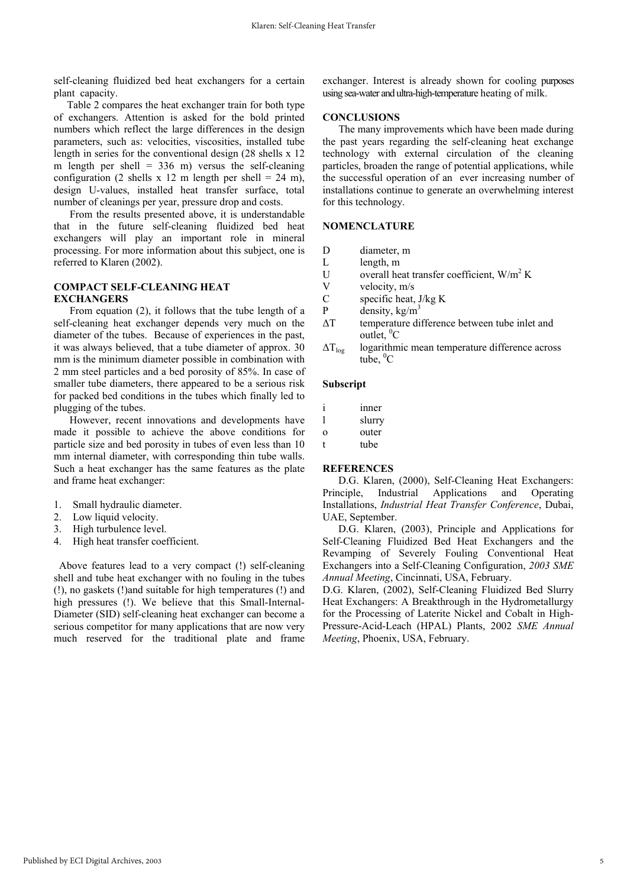self-cleaning fluidized bed heat exchangers for a certain plant capacity.

Table 2 compares the heat exchanger train for both type of exchangers. Attention is asked for the bold printed numbers which reflect the large differences in the design parameters, such as: velocities, viscosities, installed tube length in series for the conventional design (28 shells x 12 m length per shell = 336 m) versus the self-cleaning configuration (2 shells x 12 m length per shell = 24 m), design U-values, installed heat transfer surface, total number of cleanings per year, pressure drop and costs.

From the results presented above, it is understandable that in the future self-cleaning fluidized bed heat exchangers will play an important role in mineral processing. For more information about this subject, one is referred to Klaren (2002).

## COMPACT SELF-CLEANING HEAT EXCHANGERS

From equation (2), it follows that the tube length of a self-cleaning heat exchanger depends very much on the diameter of the tubes. Because of experiences in the past, it was always believed, that a tube diameter of approx. 30 mm is the minimum diameter possible in combination with 2 mm steel particles and a bed porosity of 85%. In case of smaller tube diameters, there appeared to be a serious risk for packed bed conditions in the tubes which finally led to plugging of the tubes.

However, recent innovations and developments have made it possible to achieve the above conditions for particle size and bed porosity in tubes of even less than 10 mm internal diameter, with corresponding thin tube walls. Such a heat exchanger has the same features as the plate and frame heat exchanger:

1. Small hydraulic diameter.
2. Low liquid velocity.
3. High turbulence level.
4. High heat transfer coefficient.

Above features lead to a very compact (!) self-cleaning shell and tube heat exchanger with no fouling in the tubes (!), no gaskets (!)and suitable for high temperatures (!) and high pressures (!). We believe that this Small-Internal-Diameter (SID) self-cleaning heat exchanger can become a serious competitor for many applications that are now very much reserved for the traditional plate and frame exchanger. Interest is already shown for cooling purposes using sea-water and ultra-high-temperature heating of milk.

## CONCLUSIONS

The many improvements which have been made during the past years regarding the self-cleaning heat exchange technology with external circulation of the cleaning particles, broaden the range of potential applications, while the successful operation of an ever increasing number of installations continue to generate an overwhelming interest for this technology.

## NOMENCLATURE

| | |
|---|---|
| D | diameter, m |
| L | length, m |
| U | overall heat transfer coefficient, $W/m^2$ K |
| V | velocity, m/s |
| C | specific heat, J/kg K |
| P | density, $kg/m^3$ |
| $\Delta T$ | temperature difference between tube inlet and outlet, $^0$C |
| $\Delta T_{log}$ | logarithmic mean temperature difference across tube, $^0$C |

### Subscript

| | |
|---|---|
| i | inner |
| l | slurry |
| o | outer |
| t | tube |

## REFERENCES

D.G. Klaren, (2000), Self-Cleaning Heat Exchangers: Principle, Industrial Applications and Operating Installations, *Industrial Heat Transfer Conference*, Dubai, UAE, September.

D.G. Klaren, (2003), Principle and Applications for Self-Cleaning Fluidized Bed Heat Exchangers and the Revamping of Severely Fouling Conventional Heat Exchangers into a Self-Cleaning Configuration, *2003 SME Annual Meeting*, Cincinnati, USA, February.

D.G. Klaren, (2002), Self-Cleaning Fluidized Bed Slurry Heat Exchangers: A Breakthrough in the Hydrometallurgy for the Processing of Laterite Nickel and Cobalt in High-Pressure-Acid-Leach (HPAL) Plants, 2002 *SME Annual Meeting*, Phoenix, USA, February.